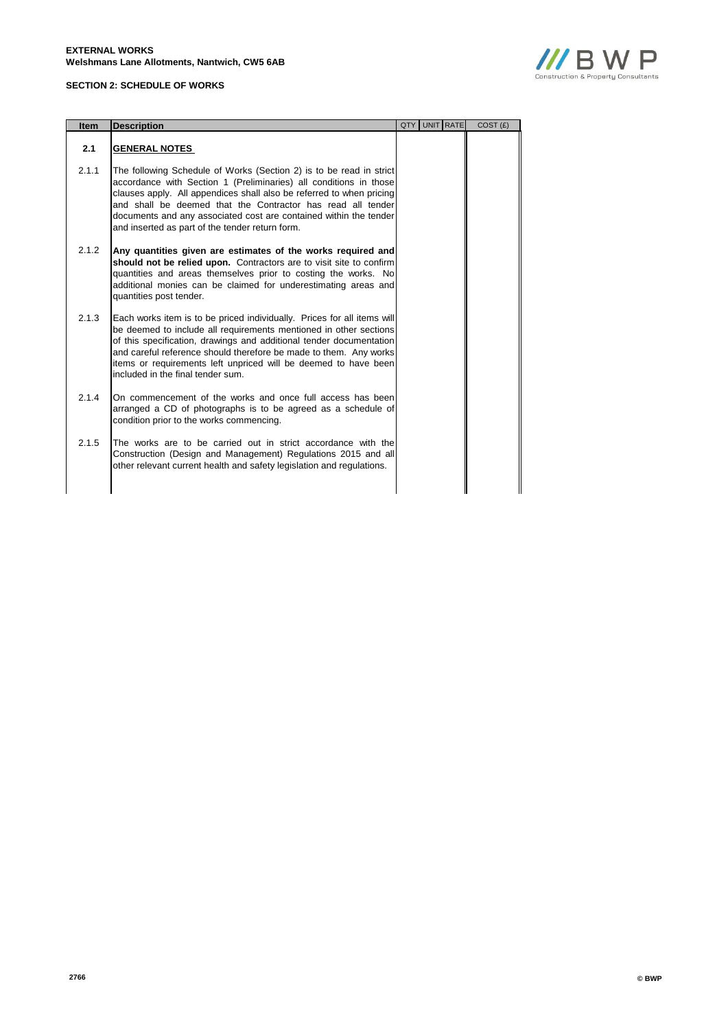**EXTERNAL WORKS**
**Welshmans Lane Allotments, Nantwich, CW5 6AB**

**SECTION 2: SCHEDULE OF WORKS**

| Item | Description | QTY | UNIT | RATE | COST (£) |
|---|---|---|---|---|---|
| **2.1** | **GENERAL NOTES** | | | | |
| 2.1.1 | The following Schedule of Works (Section 2) is to be read in strict accordance with Section 1 (Preliminaries) all conditions in those clauses apply. All appendices shall also be referred to when pricing and shall be deemed that the Contractor has read all tender documents and any associated cost are contained within the tender and inserted as part of the tender return form. | | | | |
| 2.1.2 | **Any quantities given are estimates of the works required and should not be relied upon.** Contractors are to visit site to confirm quantities and areas themselves prior to costing the works. No additional monies can be claimed for underestimating areas and quantities post tender. | | | | |
| 2.1.3 | Each works item is to be priced individually. Prices for all items will be deemed to include all requirements mentioned in other sections of this specification, drawings and additional tender documentation and careful reference should therefore be made to them. Any works items or requirements left unpriced will be deemed to have been included in the final tender sum. | | | | |
| 2.1.4 | On commencement of the works and once full access has been arranged a CD of photographs is to be agreed as a schedule of condition prior to the works commencing. | | | | |
| 2.1.5 | The works are to be carried out in strict accordance with the Construction (Design and Management) Regulations 2015 and all other relevant current health and safety legislation and regulations. | | | | |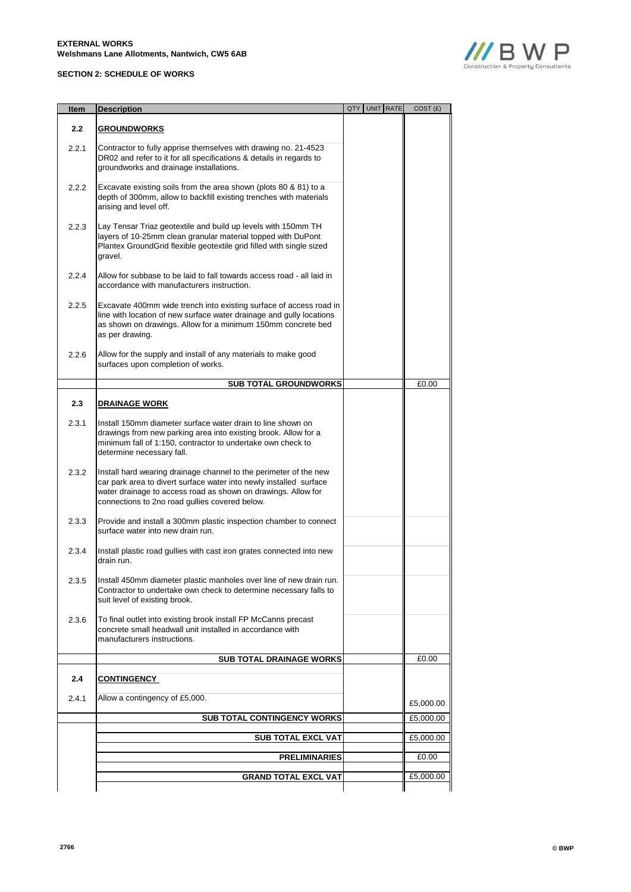**EXTERNAL WORKS**
**Welshmans Lane Allotments, Nantwich, CW5 6AB**

**SECTION 2: SCHEDULE OF WORKS**

| Item | Description | QTY | UNIT | RATE | COST (£) |
|---|---|---|---|---|---|
| **2.2** | **GROUNDWORKS** | | | | |
| 2.2.1 | Contractor to fully apprise themselves with drawing no. 21-4523 DR02 and refer to it for all specifications & details in regards to groundworks and drainage installations. | | | | |
| 2.2.2 | Excavate existing soils from the area shown (plots 80 & 81) to a depth of 300mm, allow to backfill existing trenches with materials arising and level off. | | | | |
| 2.2.3 | Lay Tensar Triaz geotextile and build up levels with 150mm TH layers of 10-25mm clean granular material topped with DuPont Plantex GroundGrid flexible geotextile grid filled with single sized gravel. | | | | |
| 2.2.4 | Allow for subbase to be laid to fall towards access road - all laid in accordance with manufacturers instruction. | | | | |
| 2.2.5 | Excavate 400mm wide trench into existing surface of access road in line with location of new surface water drainage and gully locations as shown on drawings. Allow for a minimum 150mm concrete bed as per drawing. | | | | |
| 2.2.6 | Allow for the supply and install of any materials to make good surfaces upon completion of works. | | | | |
| | **SUB TOTAL GROUNDWORKS** | | | | £0.00 |
| **2.3** | **DRAINAGE WORK** | | | | |
| 2.3.1 | Install 150mm diameter surface water drain to line shown on drawings from new parking area into existing brook. Allow for a minimum fall of 1:150, contractor to undertake own check to determine necessary fall. | | | | |
| 2.3.2 | Install hard wearing drainage channel to the perimeter of the new car park area to divert surface water into newly installed surface water drainage to access road as shown on drawings. Allow for connections to 2no road gullies covered below. | | | | |
| 2.3.3 | Provide and install a 300mm plastic inspection chamber to connect surface water into new drain run. | | | | |
| 2.3.4 | Install plastic road gullies with cast iron grates connected into new drain run. | | | | |
| 2.3.5 | Install 450mm diameter plastic manholes over line of new drain run. Contractor to undertake own check to determine necessary falls to suit level of existing brook. | | | | |
| 2.3.6 | To final outlet into existing brook install FP McCanns precast concrete small headwall unit installed in accordance with manufacturers instructions. | | | | |
| | **SUB TOTAL DRAINAGE WORKS** | | | | £0.00 |
| **2.4** | **CONTINGENCY** | | | | |
| 2.4.1 | Allow a contingency of £5,000. | | | | £5,000.00 |
| | **SUB TOTAL CONTINGENCY WORKS** | | | | £5,000.00 |
| | **SUB TOTAL EXCL VAT** | | | | £5,000.00 |
| | **PRELIMINARIES** | | | | £0.00 |
| | **GRAND TOTAL EXCL VAT** | | | | £5,000.00 |

2766

© BWP